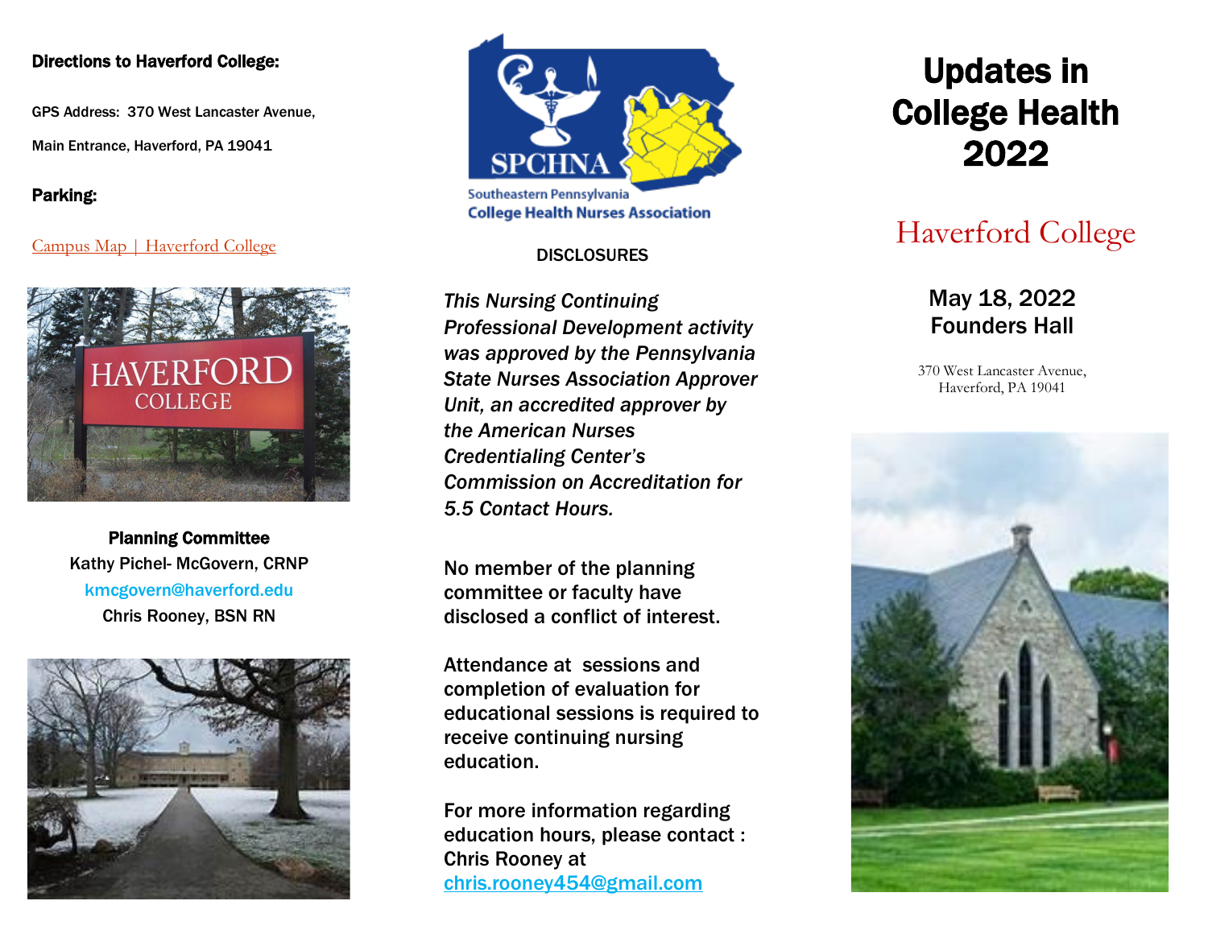**Directions to Haverford College:**

GPS Address: 370 West Lancaster Avenue,

Main Entrance, Haverford, PA 19041

**Parking:**

Campus Map | Haverford College

**Planning Committee**

Kathy Pichel- McGovern, CRNP

kmcgovern@haverford.edu

Chris Rooney, BSN RN

SPCHNA

Southeastern Pennsylvania College Health Nurses Association

DISCLOSURES

*This Nursing Continuing Professional Development activity was approved by the Pennsylvania State Nurses Association Approver Unit, an accredited approver by the American Nurses Credentialing Center's Commission on Accreditation for 5.5 Contact Hours.*

No member of the planning committee or faculty have disclosed a conflict of interest.

Attendance at sessions and completion of evaluation for educational sessions is required to receive continuing nursing education.

For more information regarding education hours, please contact : Chris Rooney at chris.rooney454@gmail.com

# Updates in College Health 2022

## Haverford College

**May 18, 2022**
**Founders Hall**

370 West Lancaster Avenue,
Haverford, PA 19041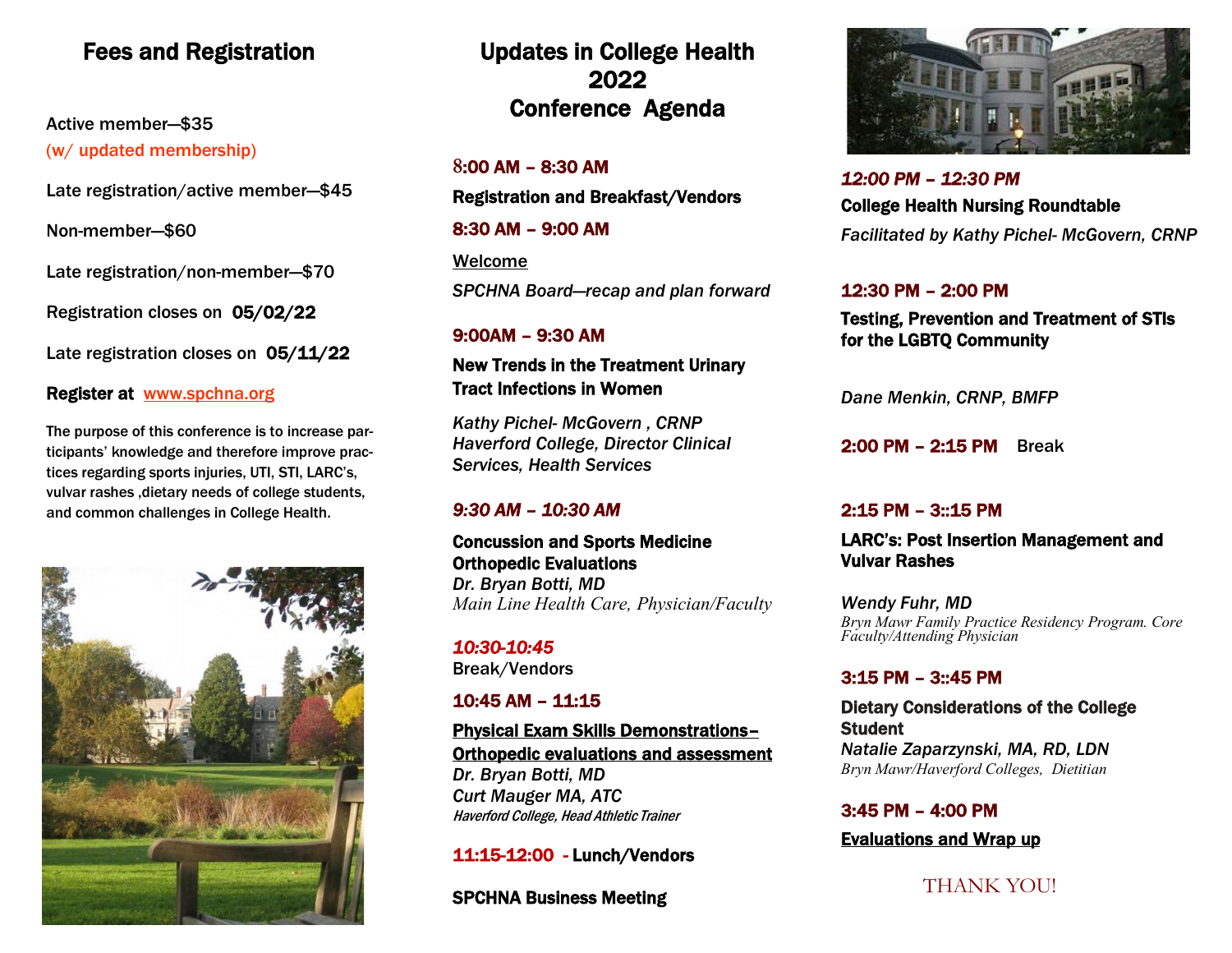## Fees and Registration

Active member—$35

(w/ updated membership)

Late registration/active member—$45

Non-member—$60

Late registration/non-member—$70

Registration closes on **05/02/22**

Late registration closes on **05/11/22**

**Register at** www.spchna.org

**The purpose of this conference is to increase participants' knowledge and therefore improve practices regarding sports injuries, UTI, STI, LARC's, vulvar rashes ,dietary needs of college students, and common challenges in College Health.**

## Updates in College Health 2022 Conference Agenda

**8:00 AM – 8:30 AM**

**Registration and Breakfast/Vendors**

**8:30 AM – 9:00 AM**

Welcome

*SPCHNA Board—recap and plan forward*

**9:00AM – 9:30 AM**

**New Trends in the Treatment Urinary Tract Infections in Women**

*Kathy Pichel- McGovern , CRNP*
*Haverford College, Director Clinical Services, Health Services*

***9:30 AM – 10:30 AM***

**Concussion and Sports Medicine Orthopedic Evaluations**
*Dr. Bryan Botti, MD*
*Main Line Health Care, Physician/Faculty*

***10:30-10:45***
Break/Vendors

**10:45 AM – 11:15**

**Physical Exam Skills Demonstrations– Orthopedic evaluations and assessment**
*Dr. Bryan Botti, MD*
*Curt Mauger MA, ATC*
*Haverford College, Head Athletic Trainer*

**11:15-12:00 - Lunch/Vendors**

**SPCHNA Business Meeting**

***12:00 PM – 12:30 PM***
**College Health Nursing Roundtable**
*Facilitated by Kathy Pichel- McGovern, CRNP*

**12:30 PM – 2:00 PM**

**Testing, Prevention and Treatment of STIs for the LGBTQ Community**

*Dane Menkin, CRNP, BMFP*

**2:00 PM – 2:15 PM** Break

**2:15 PM – 3::15 PM**

**LARC's: Post Insertion Management and Vulvar Rashes**

*Wendy Fuhr, MD*
*Bryn Mawr Family Practice Residency Program. Core Faculty/Attending Physician*

**3:15 PM – 3::45 PM**

**Dietary Considerations of the College Student**
*Natalie Zaparzynski, MA, RD, LDN*
*Bryn Mawr/Haverford Colleges, Dietitian*

**3:45 PM – 4:00 PM**

**Evaluations and Wrap up**

THANK YOU!